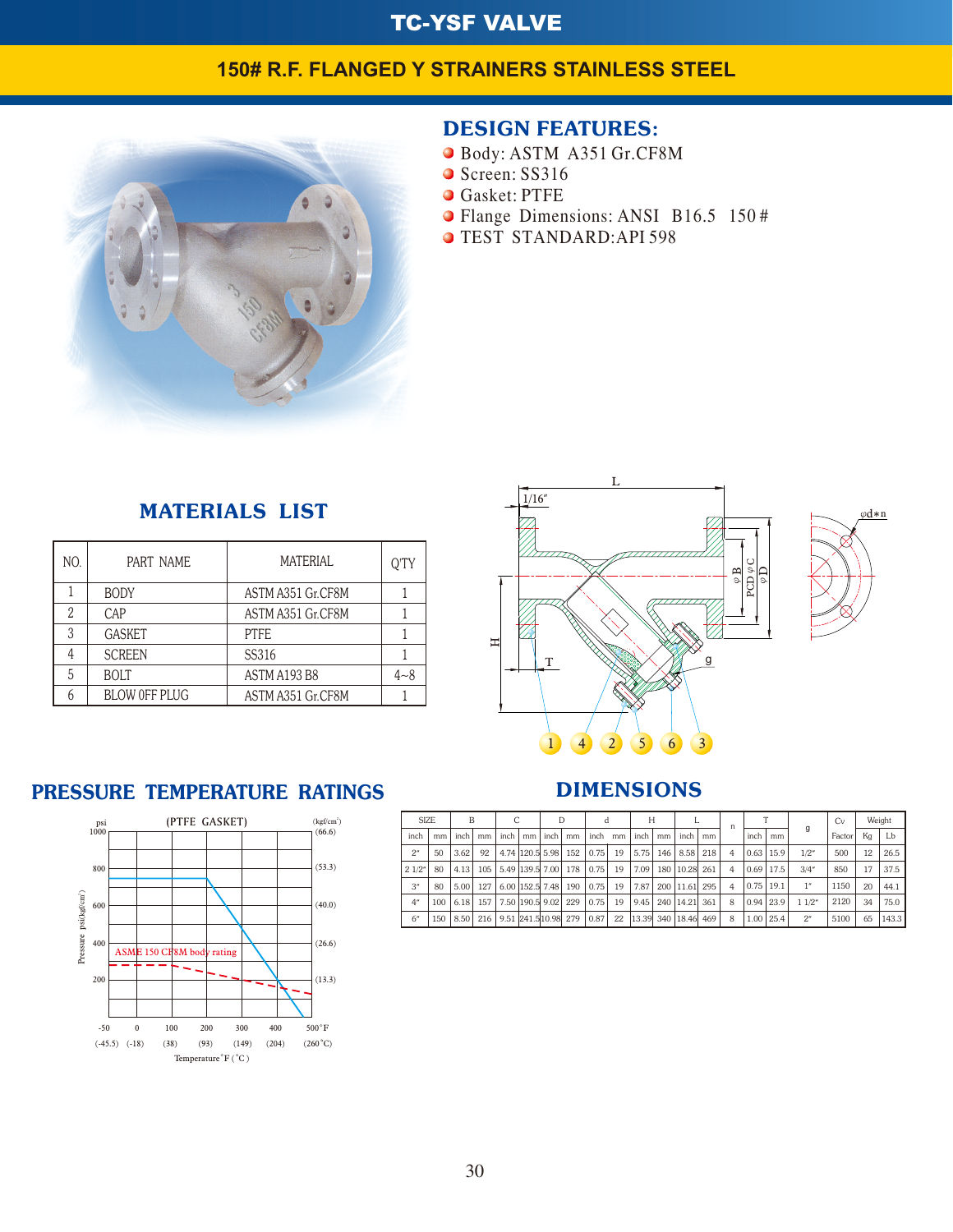# TC-YSF VALVE

## 150# R.F. FLANGED Y STRAINERS STAINLESS STEEL

## DESIGN FEATURES:

- Body: ASTM A351 Gr.CF8M
- Screen: SS316
- Gasket: PTFE
- Flange Dimensions: ANSI B16.5 150#
- TEST STANDARD: API 598

## MATERIALS LIST

| NO. | PART NAME | MATERIAL | Q'TY |
|---|---|---|---|
| 1 | BODY | ASTM A351 Gr.CF8M | 1 |
| 2 | CAP | ASTM A351 Gr.CF8M | 1 |
| 3 | GASKET | PTFE | 1 |
| 4 | SCREEN | SS316 | 1 |
| 5 | BOLT | ASTM A193 B8 | 4~8 |
| 6 | BLOW 0FF PLUG | ASTM A351 Gr.CF8M | 1 |

## PRESSURE TEMPERATURE RATINGS

(PTFE GASKET)

ASME 150 CF8M body rating

## DIMENSIONS

| SIZE | | B | | C | | D | | d | | H | | L | | n | T | | g | Cv | Weight | |
|---|---|---|---|---|---|---|---|---|---|---|---|---|---|---|---|---|---|---|---|---|
| inch | mm | inch | mm | inch | mm | inch | mm | inch | mm | inch | mm | inch | mm | | inch | mm | | Factor | Kg | Lb |
| 2" | 50 | 3.62 | 92 | 4.74 | 120.5 | 5.98 | 152 | 0.75 | 19 | 5.75 | 146 | 8.58 | 218 | 4 | 0.63 | 15.9 | 1/2" | 500 | 12 | 26.5 |
| 2 1/2" | 80 | 4.13 | 105 | 5.49 | 139.5 | 7.00 | 178 | 0.75 | 19 | 7.09 | 180 | 10.28 | 261 | 4 | 0.69 | 17.5 | 3/4" | 850 | 17 | 37.5 |
| 3" | 80 | 5.00 | 127 | 6.00 | 152.5 | 7.48 | 190 | 0.75 | 19 | 7.87 | 200 | 11.61 | 295 | 4 | 0.75 | 19.1 | 1" | 1150 | 20 | 44.1 |
| 4" | 100 | 6.18 | 157 | 7.50 | 190.5 | 9.02 | 229 | 0.75 | 19 | 9.45 | 240 | 14.21 | 361 | 8 | 0.94 | 23.9 | 1 1/2" | 2120 | 34 | 75.0 |
| 6" | 150 | 8.50 | 216 | 9.51 | 241.5 | 10.98 | 279 | 0.87 | 22 | 13.39 | 340 | 18.46 | 469 | 8 | 1.00 | 25.4 | 2" | 5100 | 65 | 143.3 |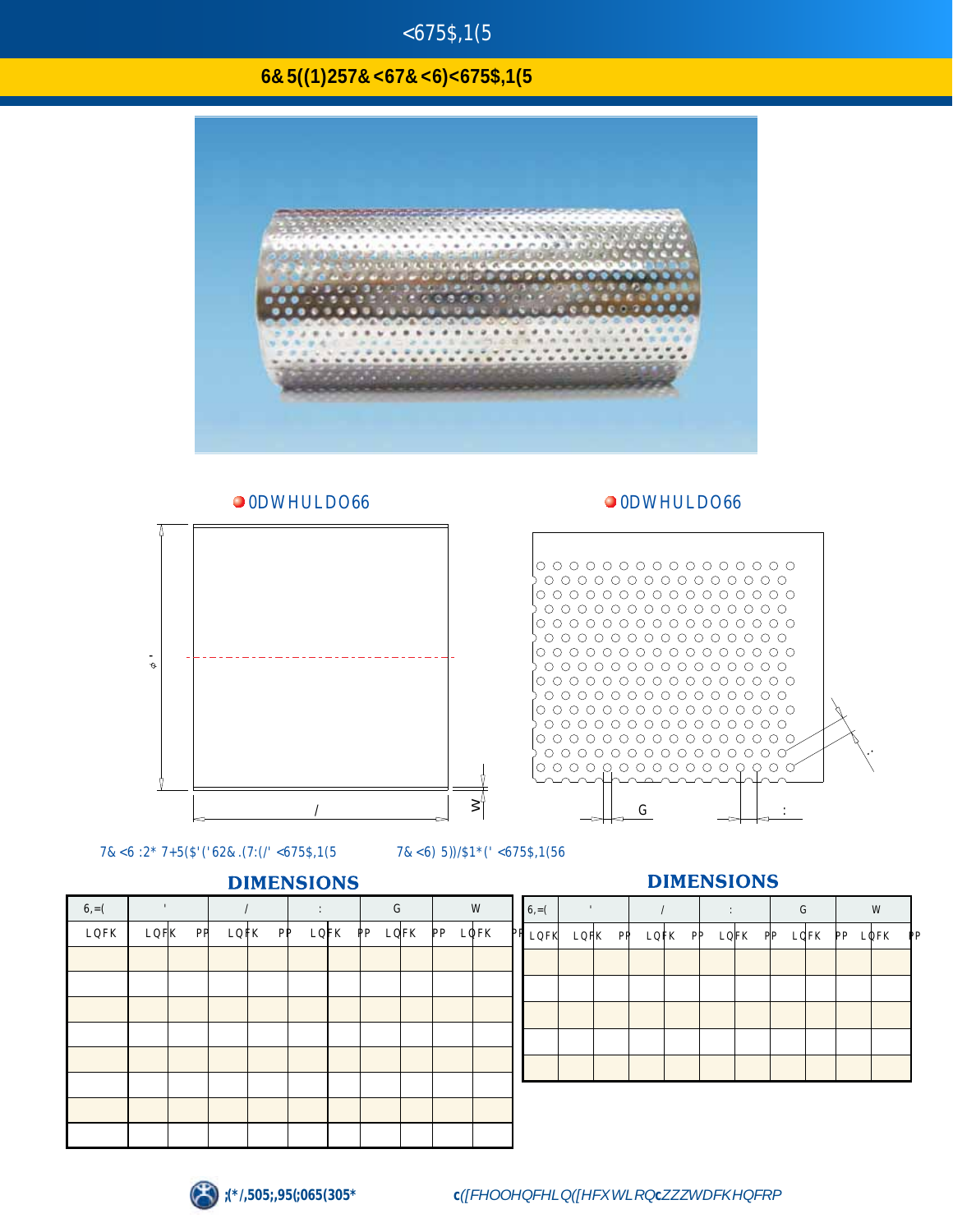# <675$,1(5

## 6& 5((1)257& <67& <6)<675$,1(5

● 0DWHULDO66

● 0DWHULDO66

7& <6 :2* 7+5($'('62& .(7:(/' <675$,1(5

7& <6) 5))/$1*(' <675$,1(56

### DIMENSIONS

| 6,=( | ' | | / | | : | | G | | W | |
|---|---|---|---|---|---|---|---|---|---|---|
| LQFK | LQFK | PP | LQFK | PP | LQFK | PP | LQFK | PP | LQFK | PP |
| | | | | | | | | | | |
| | | | | | | | | | | |
| | | | | | | | | | | |
| | | | | | | | | | | |
| | | | | | | | | | | |
| | | | | | | | | | | |
| | | | | | | | | | | |
| | | | | | | | | | | |

### DIMENSIONS

| 6,=( | ' | | / | | : | | G | | W | |
|---|---|---|---|---|---|---|---|---|---|---|
| LQFK | LQFK | PP | LQFK | PP | LQFK | PP | LQFK | PP | LQFK | PP |
| | | | | | | | | | | |
| | | | | | | | | | | |
| | | | | | | | | | | |
| | | | | | | | | | | |
| | | | | | | | | | | |